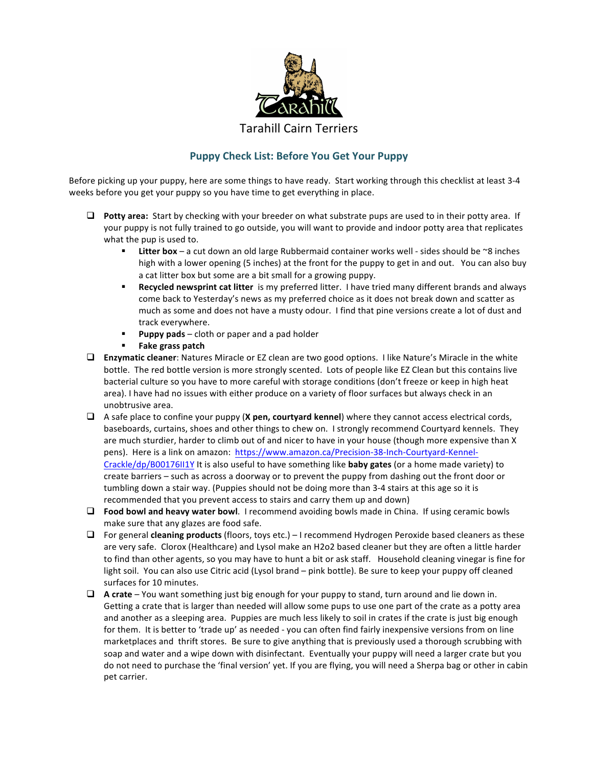Tarahill Cairn Terriers

## Puppy Check List: Before You Get Your Puppy

Before picking up your puppy, here are some things to have ready. Start working through this checklist at least 3-4 weeks before you get your puppy so you have time to get everything in place.

- ❑ **Potty area:** Start by checking with your breeder on what substrate pups are used to in their potty area. If your puppy is not fully trained to go outside, you will want to provide and indoor potty area that replicates what the pup is used to.
  - **Litter box** – a cut down an old large Rubbermaid container works well - sides should be ~8 inches high with a lower opening (5 inches) at the front for the puppy to get in and out. You can also buy a cat litter box but some are a bit small for a growing puppy.
  - **Recycled newsprint cat litter** is my preferred litter. I have tried many different brands and always come back to Yesterday's news as my preferred choice as it does not break down and scatter as much as some and does not have a musty odour. I find that pine versions create a lot of dust and track everywhere.
  - **Puppy pads** – cloth or paper and a pad holder
  - **Fake grass patch**
- ❑ **Enzymatic cleaner**: Natures Miracle or EZ clean are two good options. I like Nature's Miracle in the white bottle. The red bottle version is more strongly scented. Lots of people like EZ Clean but this contains live bacterial culture so you have to more careful with storage conditions (don't freeze or keep in high heat area). I have had no issues with either produce on a variety of floor surfaces but always check in an unobtrusive area.
- ❑ A safe place to confine your puppy (**X pen, courtyard kennel**) where they cannot access electrical cords, baseboards, curtains, shoes and other things to chew on. I strongly recommend Courtyard kennels. They are much sturdier, harder to climb out of and nicer to have in your house (though more expensive than X pens). Here is a link on amazon: [https://www.amazon.ca/Precision-38-Inch-Courtyard-Kennel-Crackle/dp/B00176II1Y](https://www.amazon.ca/Precision-38-Inch-Courtyard-Kennel-Crackle/dp/B00176II1Y) It is also useful to have something like **baby gates** (or a home made variety) to create barriers – such as across a doorway or to prevent the puppy from dashing out the front door or tumbling down a stair way. (Puppies should not be doing more than 3-4 stairs at this age so it is recommended that you prevent access to stairs and carry them up and down)
- ❑ **Food bowl and heavy water bowl**. I recommend avoiding bowls made in China. If using ceramic bowls make sure that any glazes are food safe.
- ❑ For general **cleaning products** (floors, toys etc.) – I recommend Hydrogen Peroxide based cleaners as these are very safe. Clorox (Healthcare) and Lysol make an H2o2 based cleaner but they are often a little harder to find than other agents, so you may have to hunt a bit or ask staff. Household cleaning vinegar is fine for light soil. You can also use Citric acid (Lysol brand – pink bottle). Be sure to keep your puppy off cleaned surfaces for 10 minutes.
- ❑ **A crate** – You want something just big enough for your puppy to stand, turn around and lie down in. Getting a crate that is larger than needed will allow some pups to use one part of the crate as a potty area and another as a sleeping area. Puppies are much less likely to soil in crates if the crate is just big enough for them. It is better to 'trade up' as needed - you can often find fairly inexpensive versions from on line marketplaces and thrift stores. Be sure to give anything that is previously used a thorough scrubbing with soap and water and a wipe down with disinfectant. Eventually your puppy will need a larger crate but you do not need to purchase the 'final version' yet. If you are flying, you will need a Sherpa bag or other in cabin pet carrier.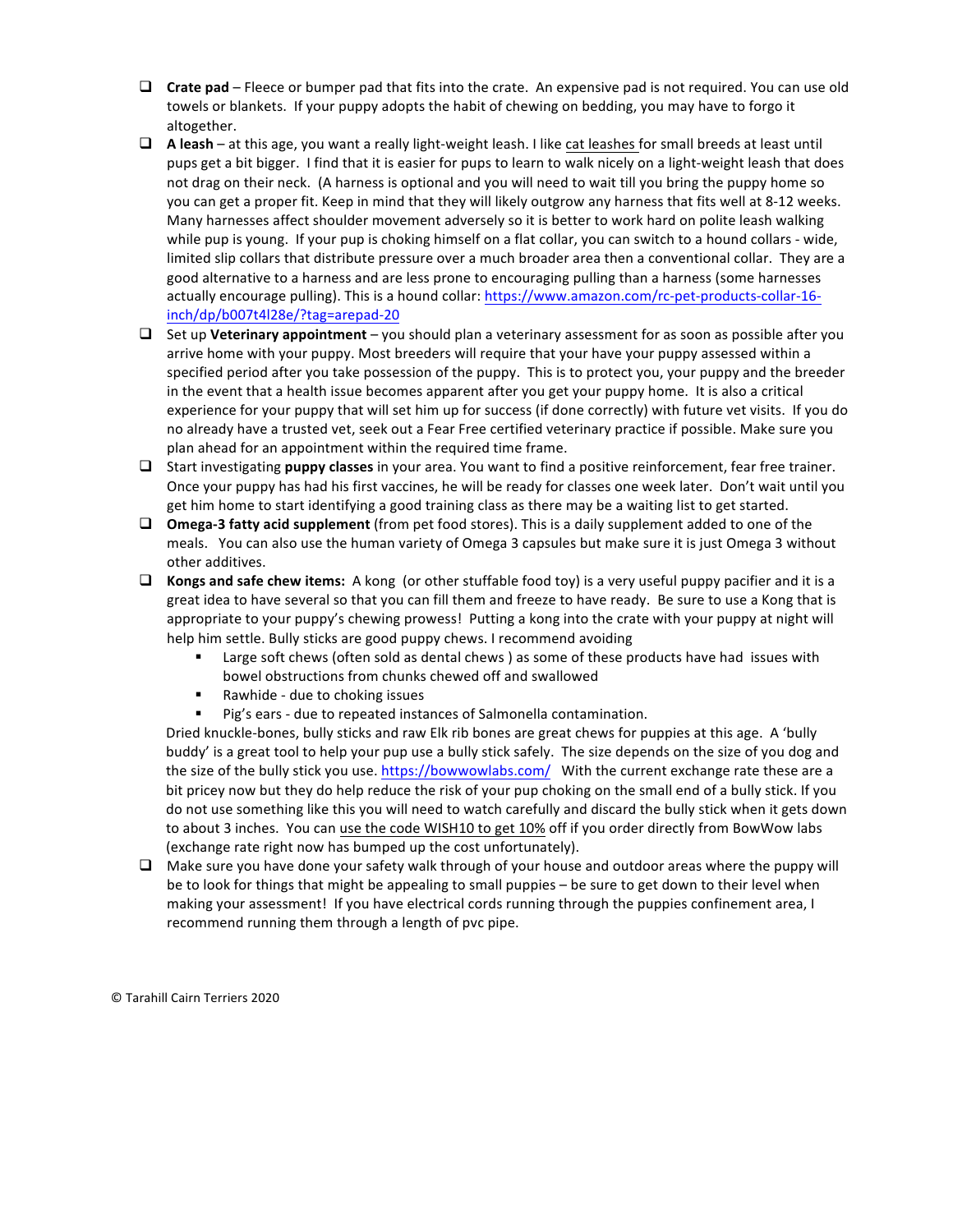- [ ] **Crate pad** – Fleece or bumper pad that fits into the crate. An expensive pad is not required. You can use old towels or blankets. If your puppy adopts the habit of chewing on bedding, you may have to forgo it altogether.
- [ ] **A leash** – at this age, you want a really light-weight leash. I like cat leashes for small breeds at least until pups get a bit bigger. I find that it is easier for pups to learn to walk nicely on a light-weight leash that does not drag on their neck. (A harness is optional and you will need to wait till you bring the puppy home so you can get a proper fit. Keep in mind that they will likely outgrow any harness that fits well at 8-12 weeks. Many harnesses affect shoulder movement adversely so it is better to work hard on polite leash walking while pup is young. If your pup is choking himself on a flat collar, you can switch to a hound collars - wide, limited slip collars that distribute pressure over a much broader area then a conventional collar. They are a good alternative to a harness and are less prone to encouraging pulling than a harness (some harnesses actually encourage pulling). This is a hound collar: https://www.amazon.com/rc-pet-products-collar-16-inch/dp/b007t4l28e/?tag=arepad-20
- [ ] Set up **Veterinary appointment** – you should plan a veterinary assessment for as soon as possible after you arrive home with your puppy. Most breeders will require that your have your puppy assessed within a specified period after you take possession of the puppy. This is to protect you, your puppy and the breeder in the event that a health issue becomes apparent after you get your puppy home. It is also a critical experience for your puppy that will set him up for success (if done correctly) with future vet visits. If you do no already have a trusted vet, seek out a Fear Free certified veterinary practice if possible. Make sure you plan ahead for an appointment within the required time frame.
- [ ] Start investigating **puppy classes** in your area. You want to find a positive reinforcement, fear free trainer. Once your puppy has had his first vaccines, he will be ready for classes one week later. Don't wait until you get him home to start identifying a good training class as there may be a waiting list to get started.
- [ ] **Omega-3 fatty acid supplement** (from pet food stores). This is a daily supplement added to one of the meals. You can also use the human variety of Omega 3 capsules but make sure it is just Omega 3 without other additives.
- [ ] **Kongs and safe chew items:** A kong (or other stuffable food toy) is a very useful puppy pacifier and it is a great idea to have several so that you can fill them and freeze to have ready. Be sure to use a Kong that is appropriate to your puppy's chewing prowess! Putting a kong into the crate with your puppy at night will help him settle. Bully sticks are good puppy chews. I recommend avoiding
  - Large soft chews (often sold as dental chews ) as some of these products have had issues with bowel obstructions from chunks chewed off and swallowed
  - Rawhide - due to choking issues
  - Pig's ears - due to repeated instances of Salmonella contamination.

  Dried knuckle-bones, bully sticks and raw Elk rib bones are great chews for puppies at this age. A 'bully buddy' is a great tool to help your pup use a bully stick safely. The size depends on the size of you dog and the size of the bully stick you use. https://bowwowlabs.com/ With the current exchange rate these are a bit pricey now but they do help reduce the risk of your pup choking on the small end of a bully stick. If you do not use something like this you will need to watch carefully and discard the bully stick when it gets down to about 3 inches. You can use the code WISH10 to get 10% off if you order directly from BowWow labs (exchange rate right now has bumped up the cost unfortunately).
- [ ] Make sure you have done your safety walk through of your house and outdoor areas where the puppy will be to look for things that might be appealing to small puppies – be sure to get down to their level when making your assessment! If you have electrical cords running through the puppies confinement area, I recommend running them through a length of pvc pipe.

© Tarahill Cairn Terriers 2020